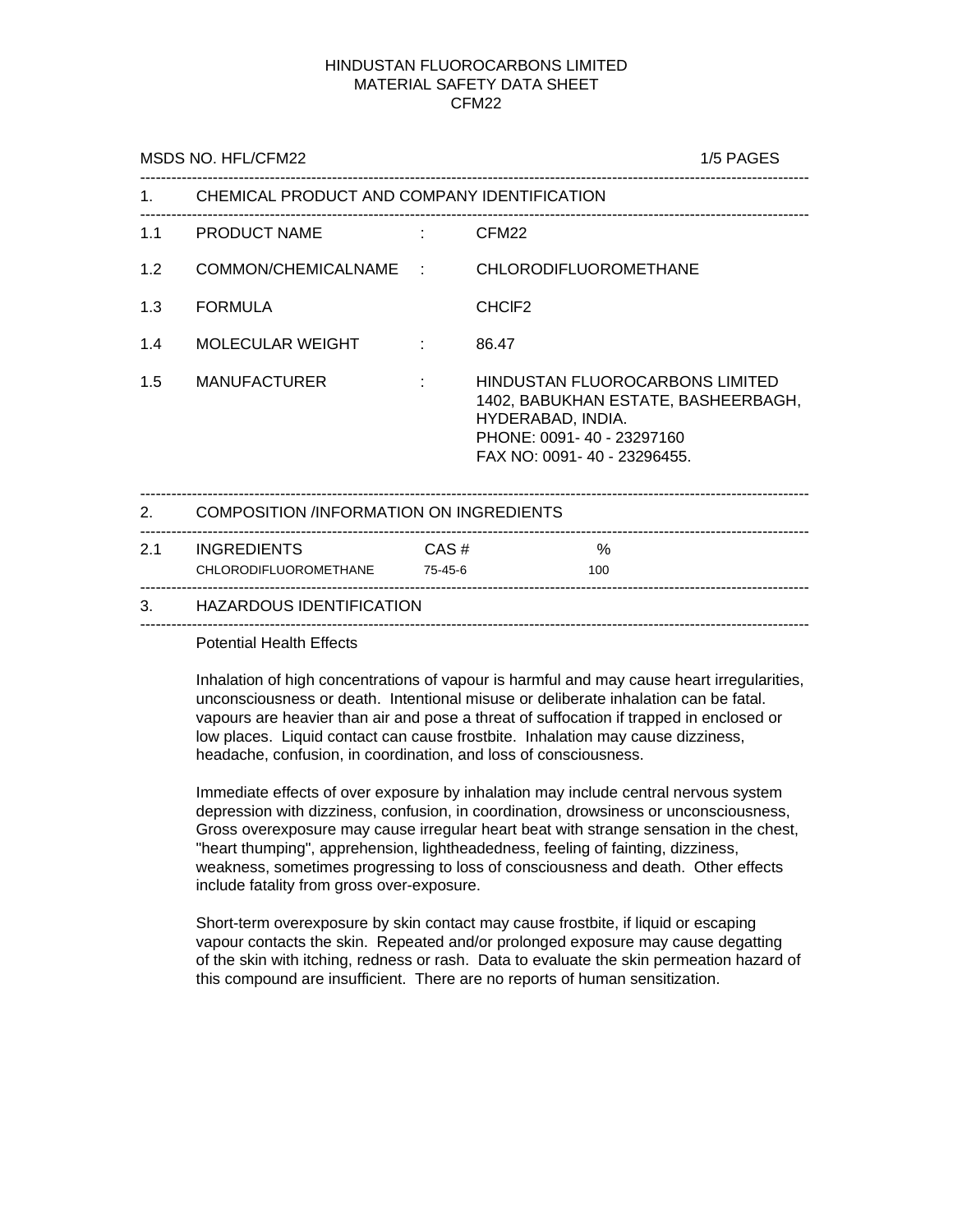# HINDUSTAN FLUOROCARBONS LIMITED
# MATERIAL SAFETY DATA SHEET
# CFM22

MSDS NO. HFL/CFM22

## 1. CHEMICAL PRODUCT AND COMPANY IDENTIFICATION

| | | | |
|---|---|---|---|
| 1.1 | PRODUCT NAME | : | CFM22 |
| 1.2 | COMMON/CHEMICALNAME | : | CHLORODIFLUOROMETHANE |
| 1.3 | FORMULA | | $CHClF_2$ |
| 1.4 | MOLECULAR WEIGHT | : | 86.47 |
| 1.5 | MANUFACTURER | : | HINDUSTAN FLUOROCARBONS LIMITED<br>1402, BABUKHAN ESTATE, BASHEERBAGH,<br>HYDERABAD, INDIA.<br>PHONE: 0091- 40 - 23297160<br>FAX NO: 0091- 40 - 23296455. |

## 2. COMPOSITION /INFORMATION ON INGREDIENTS

2.1

| INGREDIENTS | CAS # | % |
|---|---|---|
| CHLORODIFLUOROMETHANE | 75-45-6 | 100 |

## 3. HAZARDOUS IDENTIFICATION

Potential Health Effects

Inhalation of high concentrations of vapour is harmful and may cause heart irregularities, unconsciousness or death. Intentional misuse or deliberate inhalation can be fatal. vapours are heavier than air and pose a threat of suffocation if trapped in enclosed or low places. Liquid contact can cause frostbite. Inhalation may cause dizziness, headache, confusion, in coordination, and loss of consciousness.

Immediate effects of over exposure by inhalation may include central nervous system depression with dizziness, confusion, in coordination, drowsiness or unconsciousness, Gross overexposure may cause irregular heart beat with strange sensation in the chest, "heart thumping", apprehension, lightheadedness, feeling of fainting, dizziness, weakness, sometimes progressing to loss of consciousness and death. Other effects include fatality from gross over-exposure.

Short-term overexposure by skin contact may cause frostbite, if liquid or escaping vapour contacts the skin. Repeated and/or prolonged exposure may cause degatting of the skin with itching, redness or rash. Data to evaluate the skin permeation hazard of this compound are insufficient. There are no reports of human sensitization.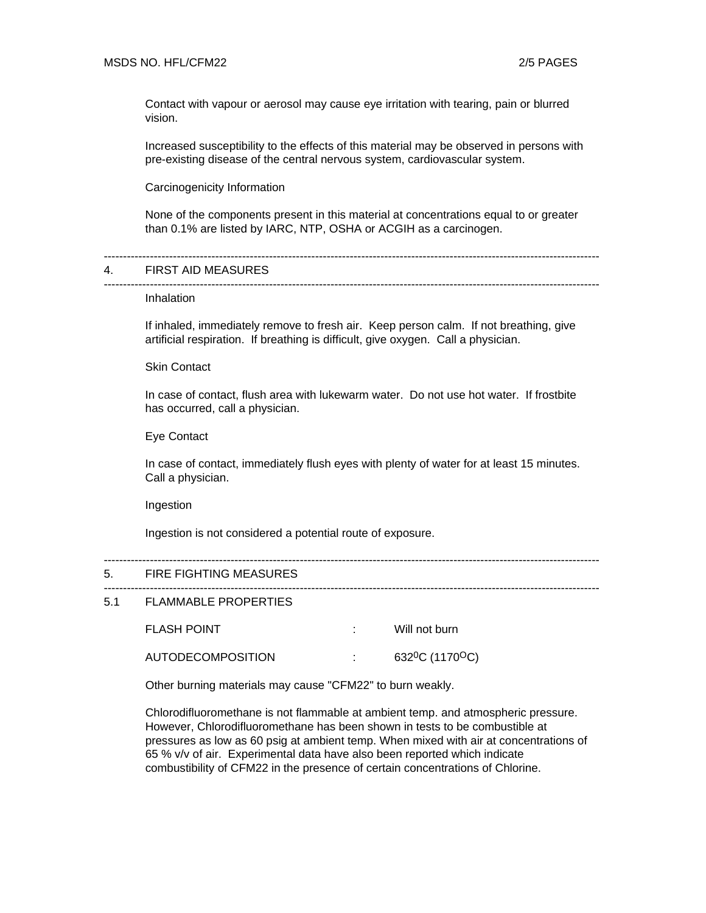Contact with vapour or aerosol may cause eye irritation with tearing, pain or blurred vision.

Increased susceptibility to the effects of this material may be observed in persons with pre-existing disease of the central nervous system, cardiovascular system.

Carcinogenicity Information

None of the components present in this material at concentrations equal to or greater than 0.1% are listed by IARC, NTP, OSHA or ACGIH as a carcinogen.

---

## 4. FIRST AID MEASURES

---

Inhalation

If inhaled, immediately remove to fresh air. Keep person calm. If not breathing, give artificial respiration. If breathing is difficult, give oxygen. Call a physician.

Skin Contact

In case of contact, flush area with lukewarm water. Do not use hot water. If frostbite has occurred, call a physician.

Eye Contact

In case of contact, immediately flush eyes with plenty of water for at least 15 minutes. Call a physician.

Ingestion

Ingestion is not considered a potential route of exposure.

---

## 5. FIRE FIGHTING MEASURES

---

### 5.1 FLAMMABLE PROPERTIES

| | | |
|---|---|---|
| FLASH POINT | : | Will not burn |
| AUTODECOMPOSITION | : | 632$^{0}$C (1170$^{O}$C) |

Other burning materials may cause "CFM22" to burn weakly.

Chlorodifluoromethane is not flammable at ambient temp. and atmospheric pressure. However, Chlorodifluoromethane has been shown in tests to be combustible at pressures as low as 60 psig at ambient temp. When mixed with air at concentrations of 65 % v/v of air. Experimental data have also been reported which indicate combustibility of CFM22 in the presence of certain concentrations of Chlorine.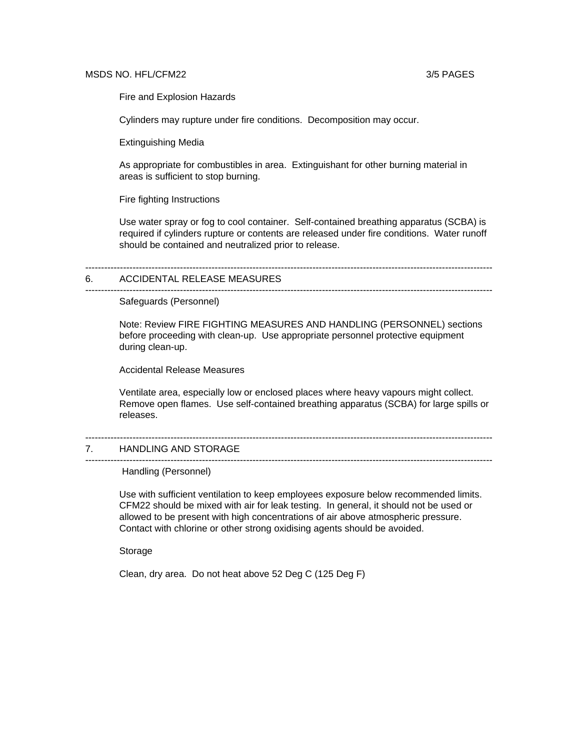Fire and Explosion Hazards

Cylinders may rupture under fire conditions. Decomposition may occur.

Extinguishing Media

As appropriate for combustibles in area. Extinguishant for other burning material in areas is sufficient to stop burning.

Fire fighting Instructions

Use water spray or fog to cool container. Self-contained breathing apparatus (SCBA) is required if cylinders rupture or contents are released under fire conditions. Water runoff should be contained and neutralized prior to release.

---

## 6. ACCIDENTAL RELEASE MEASURES

---

Safeguards (Personnel)

Note: Review FIRE FIGHTING MEASURES AND HANDLING (PERSONNEL) sections before proceeding with clean-up. Use appropriate personnel protective equipment during clean-up.

Accidental Release Measures

Ventilate area, especially low or enclosed places where heavy vapours might collect. Remove open flames. Use self-contained breathing apparatus (SCBA) for large spills or releases.

---

## 7. HANDLING AND STORAGE

---

Handling (Personnel)

Use with sufficient ventilation to keep employees exposure below recommended limits. CFM22 should be mixed with air for leak testing. In general, it should not be used or allowed to be present with high concentrations of air above atmospheric pressure. Contact with chlorine or other strong oxidising agents should be avoided.

Storage

Clean, dry area. Do not heat above 52 Deg C (125 Deg F)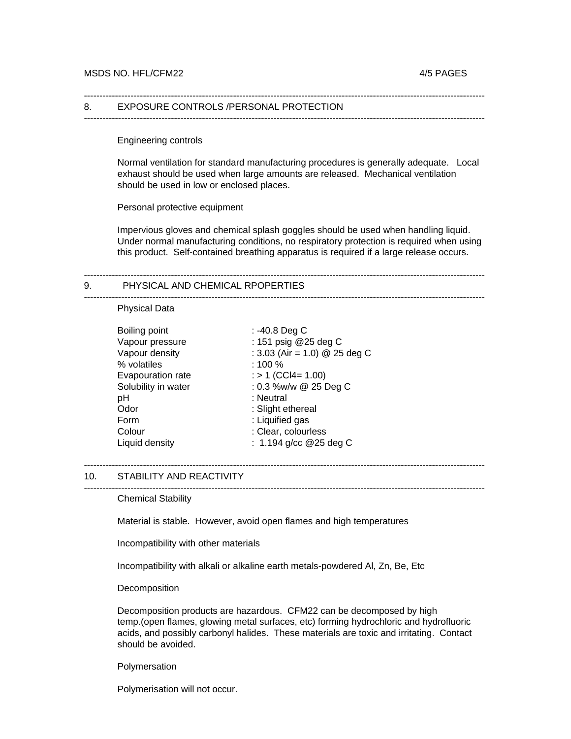## 8. EXPOSURE CONTROLS /PERSONAL PROTECTION

Engineering controls

Normal ventilation for standard manufacturing procedures is generally adequate. Local exhaust should be used when large amounts are released. Mechanical ventilation should be used in low or enclosed places.

Personal protective equipment

Impervious gloves and chemical splash goggles should be used when handling liquid. Under normal manufacturing conditions, no respiratory protection is required when using this product. Self-contained breathing apparatus is required if a large release occurs.

## 9. PHYSICAL AND CHEMICAL RPOPERTIES

Physical Data

| | |
|---|---|
| Boiling point | : -40.8 Deg C |
| Vapour pressure | : 151 psig @25 deg C |
| Vapour density | : 3.03 (Air = 1.0) @ 25 deg C |
| % volatiles | : 100 % |
| Evapouration rate | : > 1 ($CCl_4$= 1.00) |
| Solubility in water | : 0.3 %w/w @ 25 Deg C |
| pH | : Neutral |
| Odor | : Slight ethereal |
| Form | : Liquified gas |
| Colour | : Clear, colourless |
| Liquid density | : 1.194 g/cc @25 deg C |

## 10. STABILITY AND REACTIVITY

Chemical Stability

Material is stable. However, avoid open flames and high temperatures

Incompatibility with other materials

Incompatibility with alkali or alkaline earth metals-powdered Al, Zn, Be, Etc

Decomposition

Decomposition products are hazardous. CFM22 can be decomposed by high temp.(open flames, glowing metal surfaces, etc) forming hydrochloric and hydrofluoric acids, and possibly carbonyl halides. These materials are toxic and irritating. Contact should be avoided.

Polymersation

Polymerisation will not occur.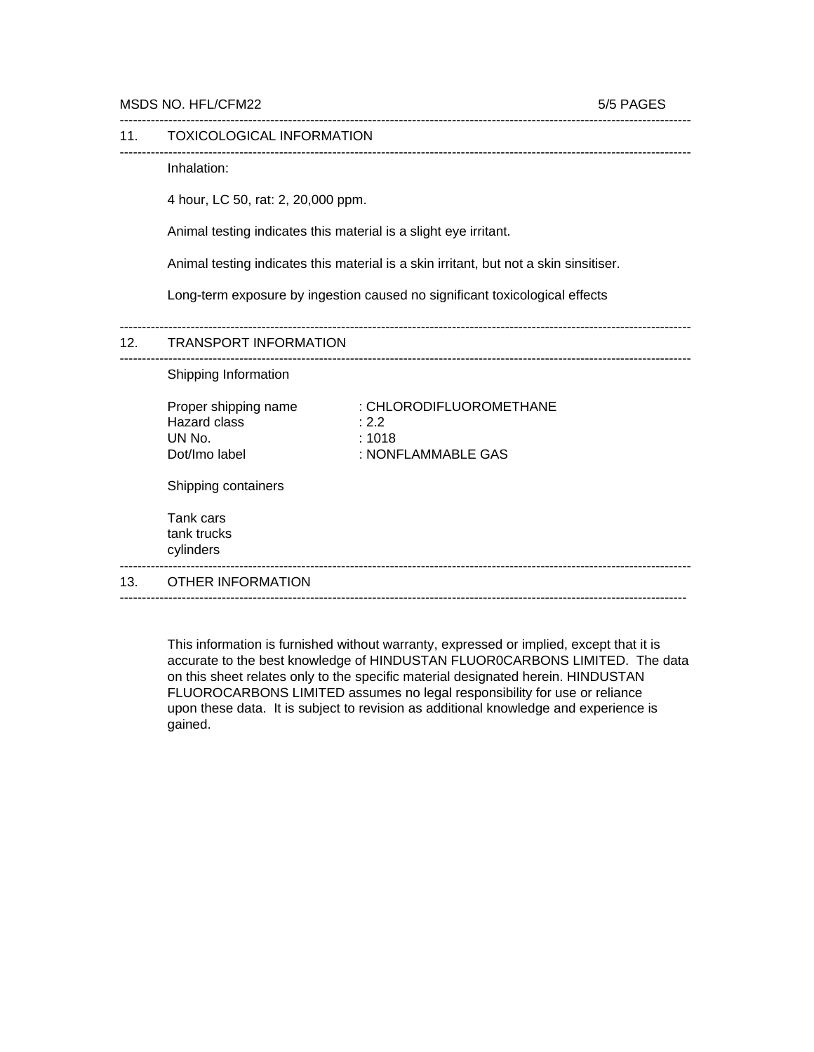## 11. TOXICOLOGICAL INFORMATION

Inhalation:

4 hour, LC 50, rat: 2, 20,000 ppm.

Animal testing indicates this material is a slight eye irritant.

Animal testing indicates this material is a skin irritant, but not a skin sinsitiser.

Long-term exposure by ingestion caused no significant toxicological effects

## 12. TRANSPORT INFORMATION

Shipping Information

| | |
|---|---|
| Proper shipping name | : CHLORODIFLUOROMETHANE |
| Hazard class | : 2.2 |
| UN No. | : 1018 |
| Dot/Imo label | : NONFLAMMABLE GAS |

Shipping containers

Tank cars  
tank trucks  
cylinders

## 13. OTHER INFORMATION

This information is furnished without warranty, expressed or implied, except that it is accurate to the best knowledge of HINDUSTAN FLUOR0CARBONS LIMITED. The data on this sheet relates only to the specific material designated herein. HINDUSTAN FLUOROCARBONS LIMITED assumes no legal responsibility for use or reliance upon these data. It is subject to revision as additional knowledge and experience is gained.